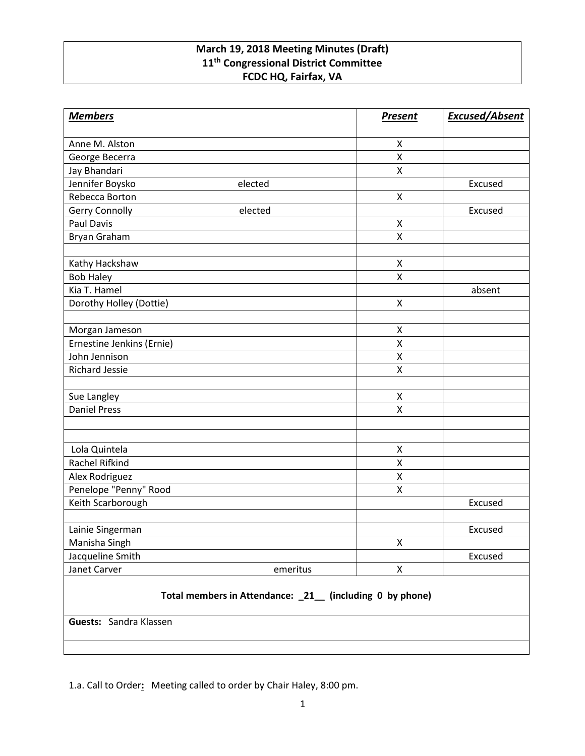**March 19, 2018 Meeting Minutes (Draft)**
**11th Congressional District Committee**
**FCDC HQ, Fairfax, VA**

| ***Members*** | | ***Present*** | ***Excused/Absent*** |
|---|---|---|---|
| Anne M. Alston | | X | |
| George Becerra | | X | |
| Jay Bhandari | | X | |
| Jennifer Boysko | elected | | Excused |
| Rebecca Borton | | X | |
| Gerry Connolly | elected | | Excused |
| Paul Davis | | X | |
| Bryan Graham | | X | |
| | | | |
| Kathy Hackshaw | | X | |
| Bob Haley | | X | |
| Kia T. Hamel | | | absent |
| Dorothy Holley (Dottie) | | X | |
| | | | |
| Morgan Jameson | | X | |
| Ernestine Jenkins (Ernie) | | X | |
| John Jennison | | X | |
| Richard Jessie | | X | |
| | | | |
| Sue Langley | | X | |
| Daniel Press | | X | |
| | | | |
| | | | |
| Lola Quintela | | X | |
| Rachel Rifkind | | X | |
| Alex Rodriguez | | X | |
| Penelope "Penny" Rood | | X | |
| Keith Scarborough | | | Excused |
| | | | |
| Lainie Singerman | | | Excused |
| Manisha Singh | | X | |
| Jacqueline Smith | | | Excused |
| Janet Carver | emeritus | X | |
| **Total members in Attendance: _21__ (including 0 by phone)** | | | |
| **Guests:** Sandra Klassen | | | |
| | | | |

1.a. Call to Order**:** Meeting called to order by Chair Haley, 8:00 pm.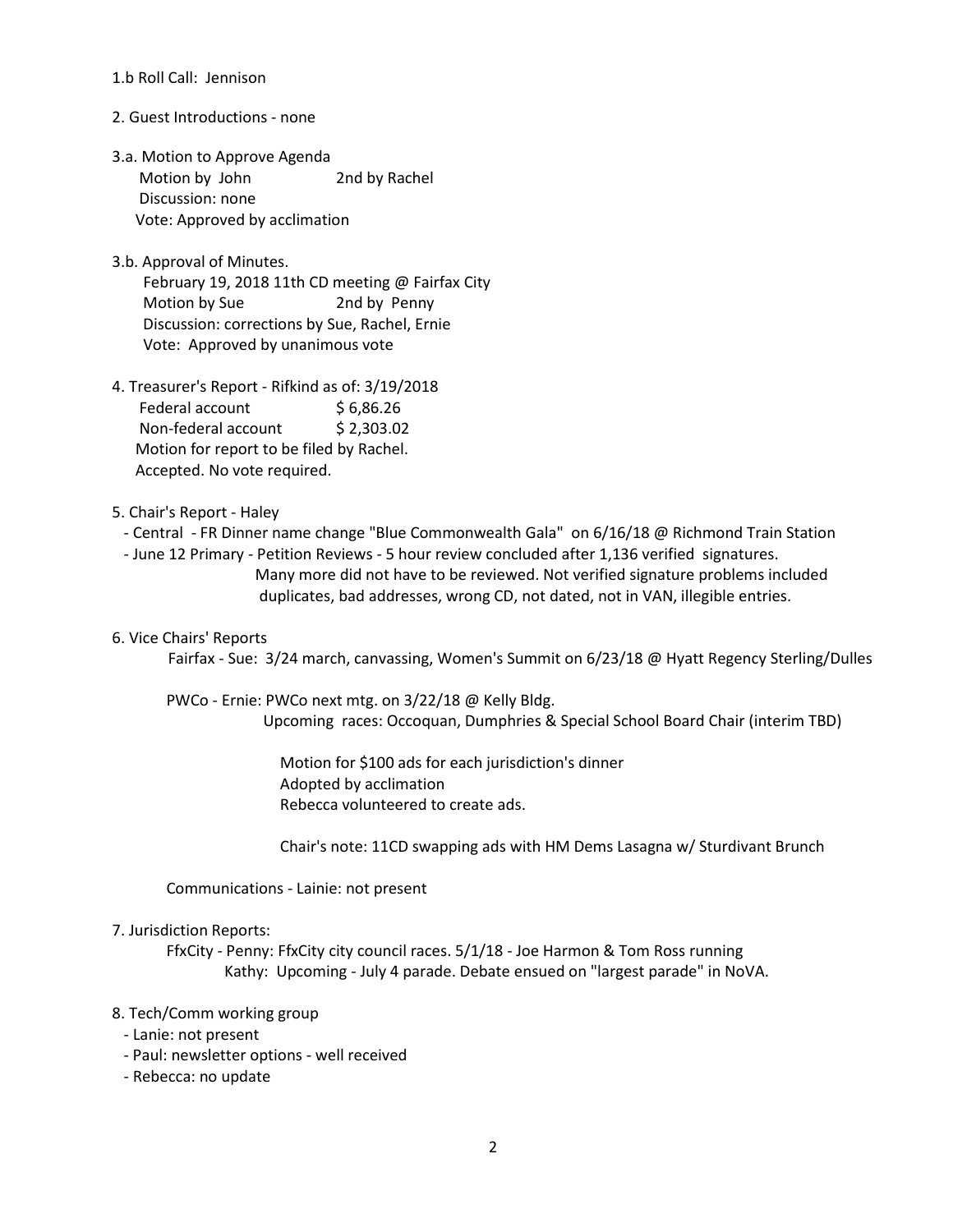1.b Roll Call: Jennison

2. Guest Introductions - none

3.a. Motion to Approve Agenda
   Motion by John 2nd by Rachel
   Discussion: none
   Vote: Approved by acclimation

3.b. Approval of Minutes.
   February 19, 2018 11th CD meeting @ Fairfax City
   Motion by Sue 2nd by Penny
   Discussion: corrections by Sue, Rachel, Ernie
   Vote: Approved by unanimous vote

4. Treasurer's Report - Rifkind as of: 3/19/2018
   Federal account $ 6,86.26
   Non-federal account $ 2,303.02
   Motion for report to be filed by Rachel.
   Accepted. No vote required.

5. Chair's Report - Haley
   - Central - FR Dinner name change "Blue Commonwealth Gala" on 6/16/18 @ Richmond Train Station
   - June 12 Primary - Petition Reviews - 5 hour review concluded after 1,136 verified signatures.
     Many more did not have to be reviewed. Not verified signature problems included duplicates, bad addresses, wrong CD, not dated, not in VAN, illegible entries.

6. Vice Chairs' Reports
   Fairfax - Sue: 3/24 march, canvassing, Women's Summit on 6/23/18 @ Hyatt Regency Sterling/Dulles

   PWCo - Ernie: PWCo next mtg. on 3/22/18 @ Kelly Bldg.
   Upcoming races: Occoquan, Dumphries & Special School Board Chair (interim TBD)

   Motion for $100 ads for each jurisdiction's dinner
   Adopted by acclimation
   Rebecca volunteered to create ads.

   Chair's note: 11CD swapping ads with HM Dems Lasagna w/ Sturdivant Brunch

   Communications - Lainie: not present

7. Jurisdiction Reports:
   FfxCity - Penny: FfxCity city council races. 5/1/18 - Joe Harmon & Tom Ross running
   Kathy: Upcoming - July 4 parade. Debate ensued on "largest parade" in NoVA.

8. Tech/Comm working group
   - Lanie: not present
   - Paul: newsletter options - well received
   - Rebecca: no update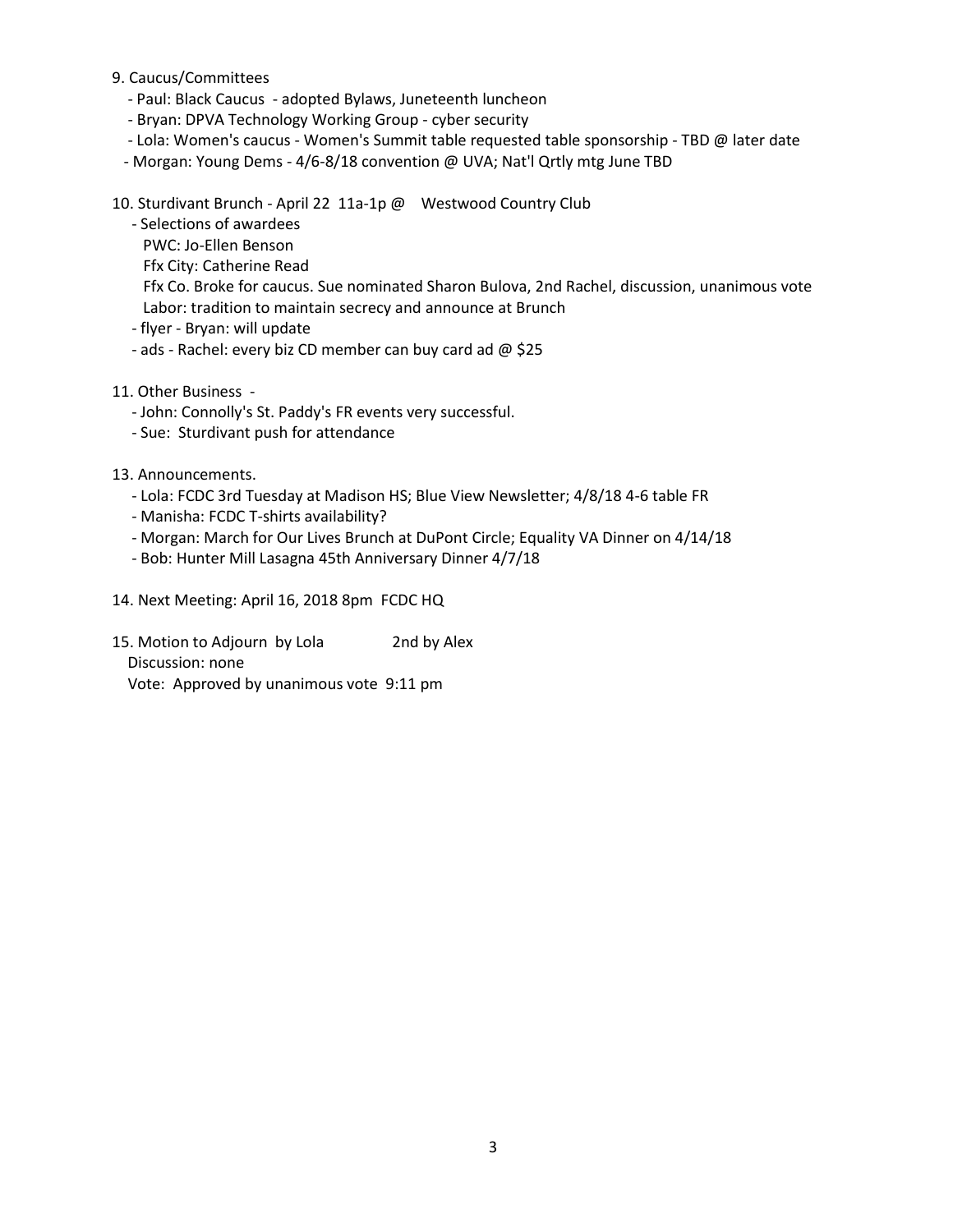9. Caucus/Committees
   - Paul: Black Caucus - adopted Bylaws, Juneteenth luncheon
   - Bryan: DPVA Technology Working Group - cyber security
   - Lola: Women's caucus - Women's Summit table requested table sponsorship - TBD @ later date
   - Morgan: Young Dems - 4/6-8/18 convention @ UVA; Nat'l Qrtly mtg June TBD

10. Sturdivant Brunch - April 22 11a-1p @ Westwood Country Club
    - Selections of awardees
      PWC: Jo-Ellen Benson
      Ffx City: Catherine Read
      Ffx Co. Broke for caucus. Sue nominated Sharon Bulova, 2nd Rachel, discussion, unanimous vote
      Labor: tradition to maintain secrecy and announce at Brunch
    - flyer - Bryan: will update
    - ads - Rachel: every biz CD member can buy card ad @ $25

11. Other Business -
    - John: Connolly's St. Paddy's FR events very successful.
    - Sue: Sturdivant push for attendance

13. Announcements.
    - Lola: FCDC 3rd Tuesday at Madison HS; Blue View Newsletter; 4/8/18 4-6 table FR
    - Manisha: FCDC T-shirts availability?
    - Morgan: March for Our Lives Brunch at DuPont Circle; Equality VA Dinner on 4/14/18
    - Bob: Hunter Mill Lasagna 45th Anniversary Dinner 4/7/18

14. Next Meeting: April 16, 2018 8pm FCDC HQ

15. Motion to Adjourn by Lola 2nd by Alex
    Discussion: none
    Vote: Approved by unanimous vote 9:11 pm